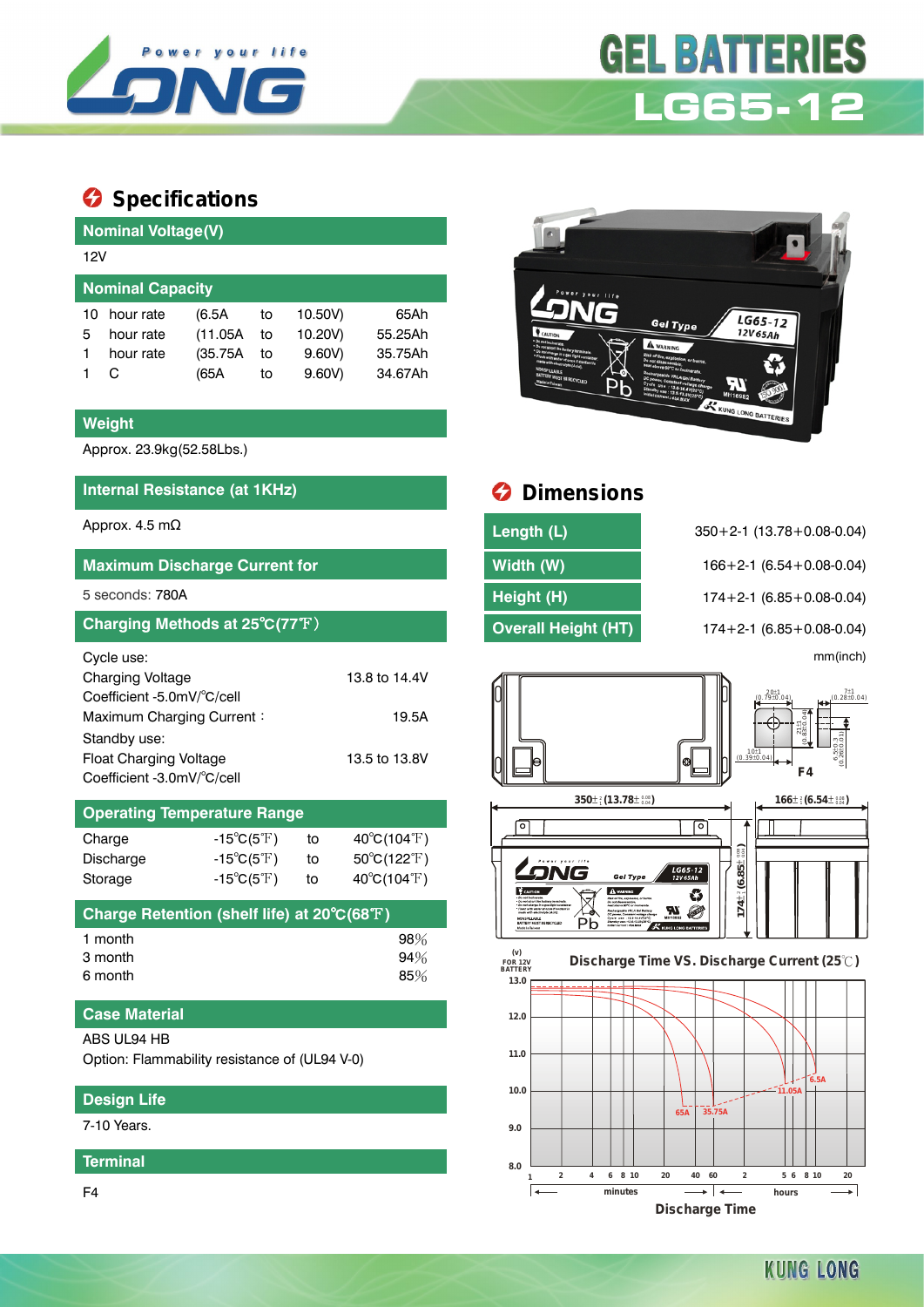# GEL BATTERIES
## LG65-12

## Specifications

### Nominal Voltage(V)

12V

### Nominal Capacity

| | | | | | |
|---|---|---|---|---|---|
| 10 | hour rate | (6.5A | to | 10.50V) | 65Ah |
| 5 | hour rate | (11.05A | to | 10.20V) | 55.25Ah |
| 1 | hour rate | (35.75A | to | 9.60V) | 35.75Ah |
| 1 | C | (65A | to | 9.60V) | 34.67Ah |

### Weight

Approx. 23.9kg(52.58Lbs.)

### Internal Resistance (at 1KHz)

Approx. 4.5 mΩ

### Maximum Discharge Current for

5 seconds: 780A

### Charging Methods at 25℃(77℉)

Cycle use:

| | |
|---|---|
| Charging Voltage | 13.8 to 14.4V |
| Coefficient -5.0mV/℃/cell | |
| Maximum Charging Current： | 19.5A |

Standby use:

| | |
|---|---|
| Float Charging Voltage | 13.5 to 13.8V |
| Coefficient -3.0mV/℃/cell | |

### Operating Temperature Range

| | | | |
|---|---|---|---|
| Charge | -15℃(5℉) | to | 40℃(104℉) |
| Discharge | -15℃(5℉) | to | 50℃(122℉) |
| Storage | -15℃(5℉) | to | 40℃(104℉) |

### Charge Retention (shelf life) at 20℃(68℉)

| | |
|---|---|
| 1 month | 98% |
| 3 month | 94% |
| 6 month | 85% |

### Case Material

ABS UL94 HB

Option: Flammability resistance of (UL94 V-0)

### Design Life

7-10 Years.

### Terminal

F4

## Dimensions

| | |
|---|---|
| Length (L) | 350+2-1 (13.78+0.08-0.04) |
| Width (W) | 166+2-1 (6.54+0.08-0.04) |
| Height (H) | 174+2-1 (6.85+0.08-0.04) |
| Overall Height (HT) | 174+2-1 (6.85+0.08-0.04) |

mm(inch)

F4

**Discharge Time VS. Discharge Current (25℃)**

Discharge Time

KUNG LONG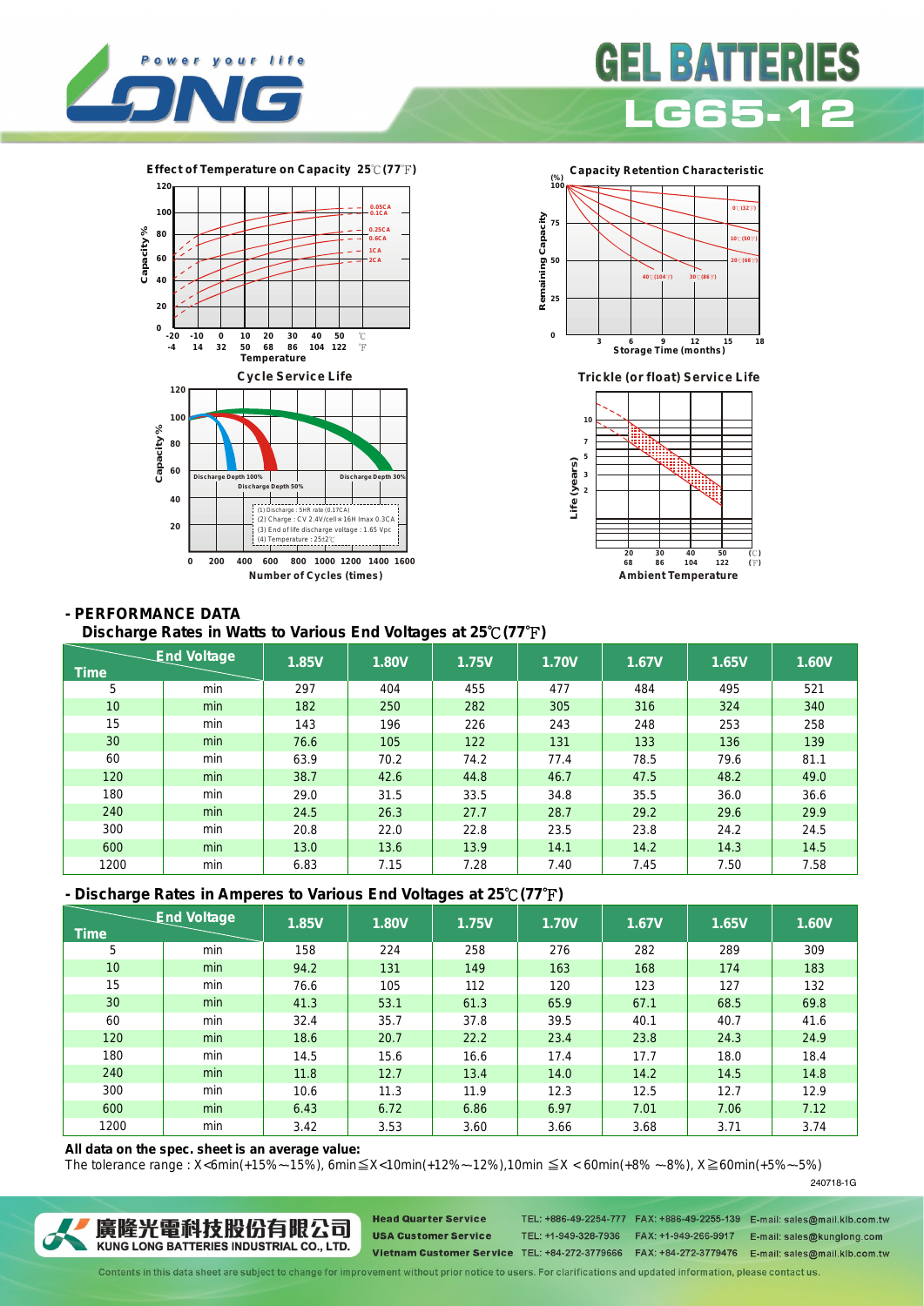Power your life

LONG

# GEL BATTERIES

# LG65-12

Effect of Temperature on Capacity 25℃(77℉)

120
100
80
60
40
20
0
Capacity %
0.05CA
0.1CA
0.25CA
0.6CA
1CA
2CA
-20 -10 0 10 20 30 40 50 ℃
-4 14 32 50 68 86 104 122 ℉
Temperature

Capacity Retention Characteristic

(%)
100
75
50
25
0
Remaining Capacity
0℃(32℉)
10℃(50℉)
20℃(68℉)
40℃(104℉)
30℃(86℉)
3 6 9 12 15 18
Storage Time (months)

Cycle Service Life

120
100
80
60
40
20
Capacity %
Discharge Depth 100%
Discharge Depth 50%
Discharge Depth 30%
(1) Discharge : 5HR rate (0.17CA)
(2) Charge : CV 2.4V/cell∗16H Imax 0.3CA
(3) End of life discharge voltage : 1.65 Vpc
(4) Temperature : 25±2℃
0 200 400 600 800 1000 1200 1400 1600
Number of Cycles (times)

Trickle (or float) Service Life

10
7
5
3
2
Life (years)
20 30 40 50 (℃)
68 86 104 122 (℉)
Ambient Temperature

## - PERFORMANCE DATA

**Discharge Rates in Watts to Various End Voltages at 25℃(77℉)**

| Time | End Voltage | 1.85V | 1.80V | 1.75V | 1.70V | 1.67V | 1.65V | 1.60V |
|---|---|---|---|---|---|---|---|---|
| 5 | min | 297 | 404 | 455 | 477 | 484 | 495 | 521 |
| 10 | min | 182 | 250 | 282 | 305 | 316 | 324 | 340 |
| 15 | min | 143 | 196 | 226 | 243 | 248 | 253 | 258 |
| 30 | min | 76.6 | 105 | 122 | 131 | 133 | 136 | 139 |
| 60 | min | 63.9 | 70.2 | 74.2 | 77.4 | 78.5 | 79.6 | 81.1 |
| 120 | min | 38.7 | 42.6 | 44.8 | 46.7 | 47.5 | 48.2 | 49.0 |
| 180 | min | 29.0 | 31.5 | 33.5 | 34.8 | 35.5 | 36.0 | 36.6 |
| 240 | min | 24.5 | 26.3 | 27.7 | 28.7 | 29.2 | 29.6 | 29.9 |
| 300 | min | 20.8 | 22.0 | 22.8 | 23.5 | 23.8 | 24.2 | 24.5 |
| 600 | min | 13.0 | 13.6 | 13.9 | 14.1 | 14.2 | 14.3 | 14.5 |
| 1200 | min | 6.83 | 7.15 | 7.28 | 7.40 | 7.45 | 7.50 | 7.58 |

**- Discharge Rates in Amperes to Various End Voltages at 25℃(77℉)**

| Time | End Voltage | 1.85V | 1.80V | 1.75V | 1.70V | 1.67V | 1.65V | 1.60V |
|---|---|---|---|---|---|---|---|---|
| 5 | min | 158 | 224 | 258 | 276 | 282 | 289 | 309 |
| 10 | min | 94.2 | 131 | 149 | 163 | 168 | 174 | 183 |
| 15 | min | 76.6 | 105 | 112 | 120 | 123 | 127 | 132 |
| 30 | min | 41.3 | 53.1 | 61.3 | 65.9 | 67.1 | 68.5 | 69.8 |
| 60 | min | 32.4 | 35.7 | 37.8 | 39.5 | 40.1 | 40.7 | 41.6 |
| 120 | min | 18.6 | 20.7 | 22.2 | 23.4 | 23.8 | 24.3 | 24.9 |
| 180 | min | 14.5 | 15.6 | 16.6 | 17.4 | 17.7 | 18.0 | 18.4 |
| 240 | min | 11.8 | 12.7 | 13.4 | 14.0 | 14.2 | 14.5 | 14.8 |
| 300 | min | 10.6 | 11.3 | 11.9 | 12.3 | 12.5 | 12.7 | 12.9 |
| 600 | min | 6.43 | 6.72 | 6.86 | 6.97 | 7.01 | 7.06 | 7.12 |
| 1200 | min | 3.42 | 3.53 | 3.60 | 3.66 | 3.68 | 3.71 | 3.74 |

**All data on the spec. sheet is an average value:**

The tolerance range : X<6min(+15%~15%), 6min≦X<10min(+12%~12%),10min ≦X < 60min(+8% ~8%), X≧60min(+5%~5%)

240718-1G

廣隆光電科技股份有限公司
KUNG LONG BATTERIES INDUSTRIAL CO., LTD.

| | | | |
|---|---|---|---|
| Head Quarter Service | TEL: +886-49-2254-777 | FAX: +886-49-2255-139 | E-mail: sales@mail.klb.com.tw |
| USA Customer Service | TEL: +1-949-328-7936 | FAX: +1-949-266-9917 | E-mail: sales@kunglong.com |
| Vietnam Customer Service | TEL: +84-272-3779666 | FAX: +84-272-3779476 | E-mail: sales@mail.klb.com.tw |

Contents in this data sheet are subject to change for improvement without prior notice to users. For clarifications and updated information, please contact us.